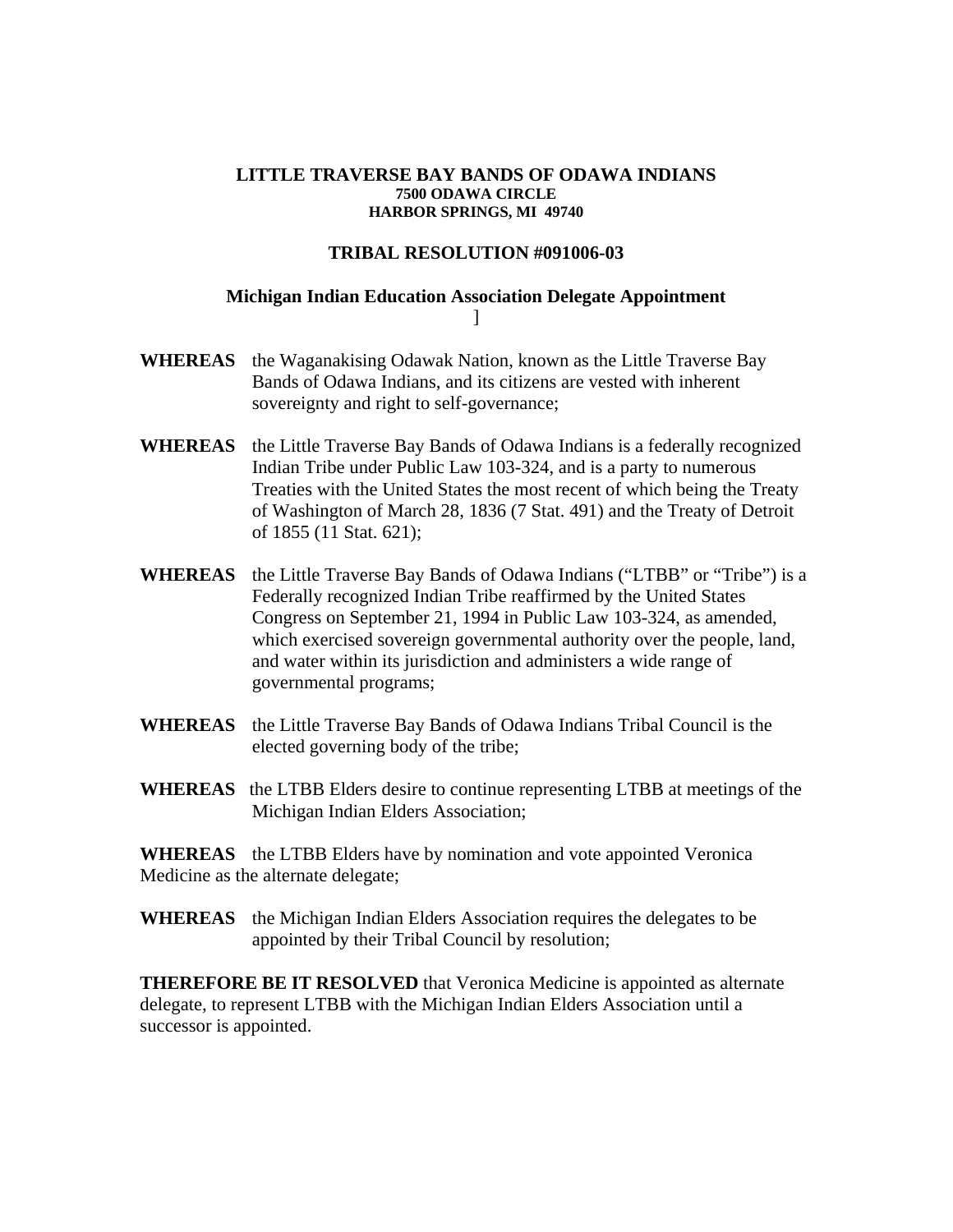**LITTLE TRAVERSE BAY BANDS OF ODAWA INDIANS**
**7500 ODAWA CIRCLE**
**HARBOR SPRINGS, MI 49740**

**TRIBAL RESOLUTION #091006-03**

**Michigan Indian Education Association Delegate Appointment**
]

**WHEREAS** the Waganakising Odawak Nation, known as the Little Traverse Bay Bands of Odawa Indians, and its citizens are vested with inherent sovereignty and right to self-governance;

**WHEREAS** the Little Traverse Bay Bands of Odawa Indians is a federally recognized Indian Tribe under Public Law 103-324, and is a party to numerous Treaties with the United States the most recent of which being the Treaty of Washington of March 28, 1836 (7 Stat. 491) and the Treaty of Detroit of 1855 (11 Stat. 621);

**WHEREAS** the Little Traverse Bay Bands of Odawa Indians ("LTBB" or "Tribe") is a Federally recognized Indian Tribe reaffirmed by the United States Congress on September 21, 1994 in Public Law 103-324, as amended, which exercised sovereign governmental authority over the people, land, and water within its jurisdiction and administers a wide range of governmental programs;

**WHEREAS** the Little Traverse Bay Bands of Odawa Indians Tribal Council is the elected governing body of the tribe;

**WHEREAS** the LTBB Elders desire to continue representing LTBB at meetings of the Michigan Indian Elders Association;

**WHEREAS** the LTBB Elders have by nomination and vote appointed Veronica Medicine as the alternate delegate;

**WHEREAS** the Michigan Indian Elders Association requires the delegates to be appointed by their Tribal Council by resolution;

**THEREFORE BE IT RESOLVED** that Veronica Medicine is appointed as alternate delegate, to represent LTBB with the Michigan Indian Elders Association until a successor is appointed.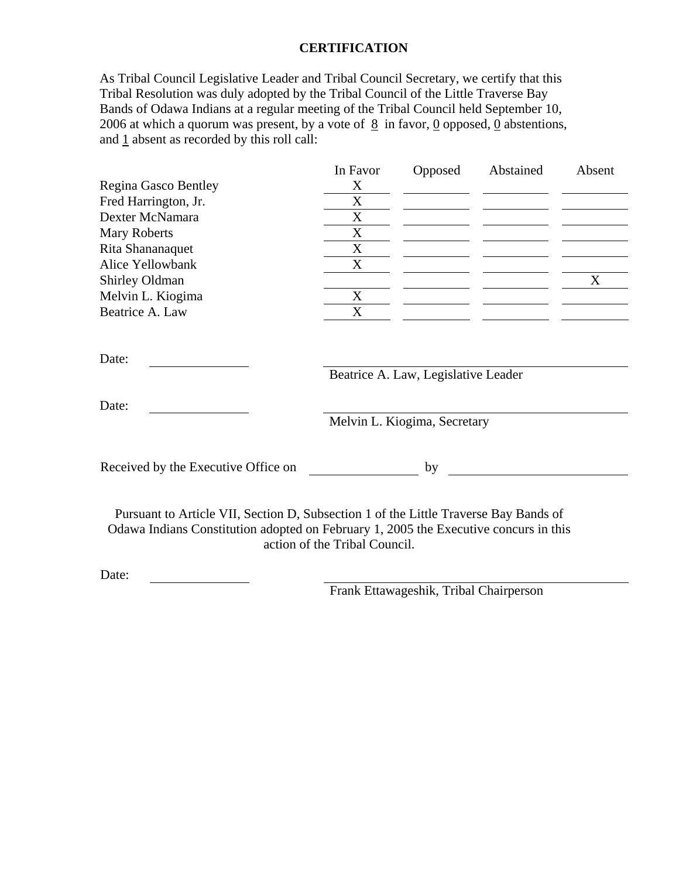**CERTIFICATION**

As Tribal Council Legislative Leader and Tribal Council Secretary, we certify that this Tribal Resolution was duly adopted by the Tribal Council of the Little Traverse Bay Bands of Odawa Indians at a regular meeting of the Tribal Council held September 10, 2006 at which a quorum was present, by a vote of 8 in favor, 0 opposed, 0 abstentions, and 1 absent as recorded by this roll call:

| | In Favor | Opposed | Abstained | Absent |
|---|---|---|---|---|
| Regina Gasco Bentley | X | | | |
| Fred Harrington, Jr. | X | | | |
| Dexter McNamara | X | | | |
| Mary Roberts | X | | | |
| Rita Shananaquet | X | | | |
| Alice Yellowbank | X | | | |
| Shirley Oldman | | | | X |
| Melvin L. Kiogima | X | | | |
| Beatrice A. Law | X | | | |

Date: ______________ ______________________________
Beatrice A. Law, Legislative Leader

Date: ______________ ______________________________
Melvin L. Kiogima, Secretary

Received by the Executive Office on ______________ by ______________________

Pursuant to Article VII, Section D, Subsection 1 of the Little Traverse Bay Bands of Odawa Indians Constitution adopted on February 1, 2005 the Executive concurs in this action of the Tribal Council.

Date: ______________ ______________________________
Frank Ettawageshik, Tribal Chairperson